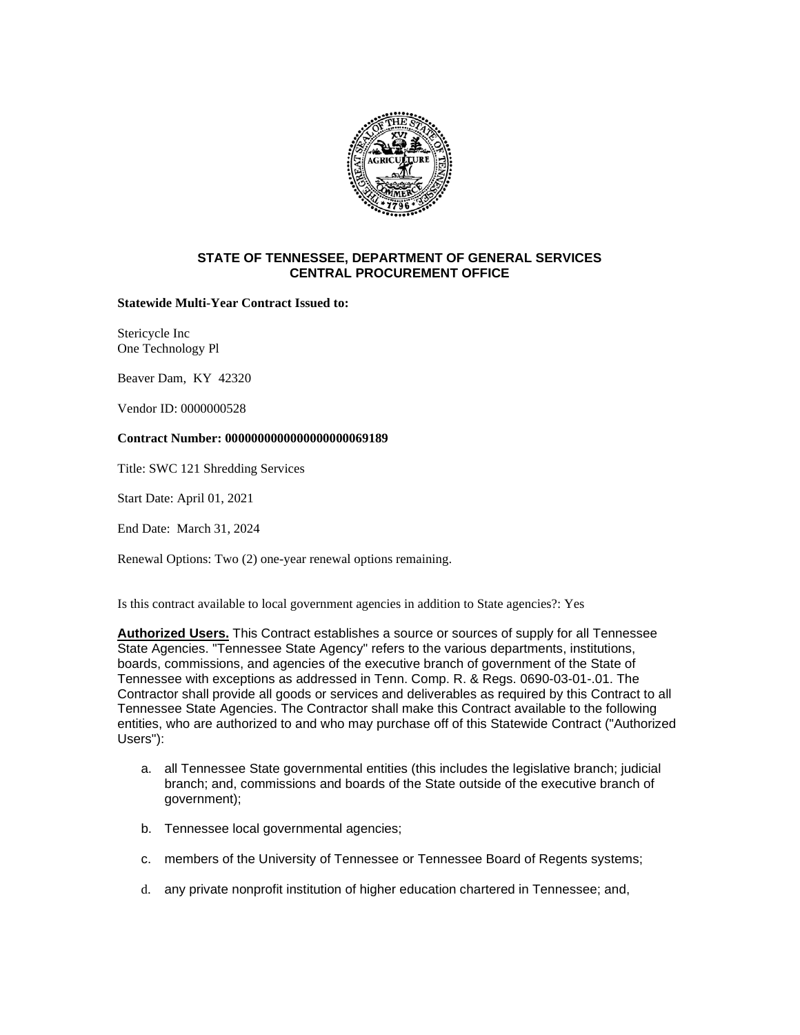**STATE OF TENNESSEE, DEPARTMENT OF GENERAL SERVICES**
**CENTRAL PROCUREMENT OFFICE**

**Statewide Multi-Year Contract Issued to:**

Stericycle Inc
One Technology Pl

Beaver Dam, KY 42320

Vendor ID: 0000000528

**Contract Number: 0000000000000000000069189**

Title: SWC 121 Shredding Services

Start Date: April 01, 2021

End Date: March 31, 2024

Renewal Options: Two (2) one-year renewal options remaining.

Is this contract available to local government agencies in addition to State agencies?: Yes

**Authorized Users.** This Contract establishes a source or sources of supply for all Tennessee State Agencies. "Tennessee State Agency" refers to the various departments, institutions, boards, commissions, and agencies of the executive branch of government of the State of Tennessee with exceptions as addressed in Tenn. Comp. R. & Regs. 0690-03-01-.01. The Contractor shall provide all goods or services and deliverables as required by this Contract to all Tennessee State Agencies. The Contractor shall make this Contract available to the following entities, who are authorized to and who may purchase off of this Statewide Contract ("Authorized Users"):

a. all Tennessee State governmental entities (this includes the legislative branch; judicial branch; and, commissions and boards of the State outside of the executive branch of government);

b. Tennessee local governmental agencies;

c. members of the University of Tennessee or Tennessee Board of Regents systems;

d. any private nonprofit institution of higher education chartered in Tennessee; and,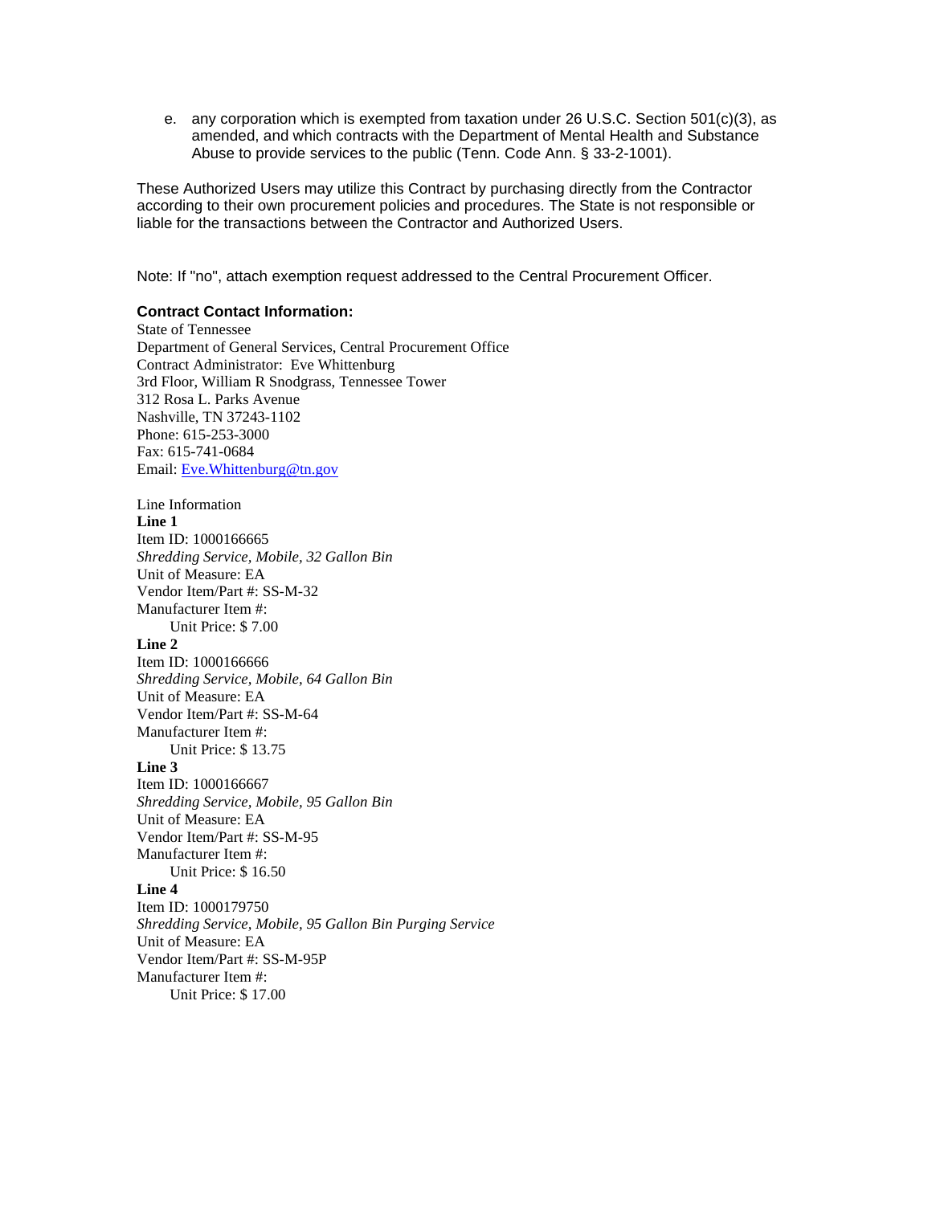e. any corporation which is exempted from taxation under 26 U.S.C. Section 501(c)(3), as amended, and which contracts with the Department of Mental Health and Substance Abuse to provide services to the public (Tenn. Code Ann. § 33-2-1001).

These Authorized Users may utilize this Contract by purchasing directly from the Contractor according to their own procurement policies and procedures. The State is not responsible or liable for the transactions between the Contractor and Authorized Users.

Note: If "no", attach exemption request addressed to the Central Procurement Officer.

**Contract Contact Information:**

State of Tennessee
Department of General Services, Central Procurement Office
Contract Administrator: Eve Whittenburg
3rd Floor, William R Snodgrass, Tennessee Tower
312 Rosa L. Parks Avenue
Nashville, TN 37243-1102
Phone: 615-253-3000
Fax: 615-741-0684
Email: Eve.Whittenburg@tn.gov

Line Information

**Line 1**
Item ID: 1000166665
*Shredding Service, Mobile, 32 Gallon Bin*
Unit of Measure: EA
Vendor Item/Part #: SS-M-32
Manufacturer Item #:
Unit Price: $ 7.00

**Line 2**
Item ID: 1000166666
*Shredding Service, Mobile, 64 Gallon Bin*
Unit of Measure: EA
Vendor Item/Part #: SS-M-64
Manufacturer Item #:
Unit Price: $ 13.75

**Line 3**
Item ID: 1000166667
*Shredding Service, Mobile, 95 Gallon Bin*
Unit of Measure: EA
Vendor Item/Part #: SS-M-95
Manufacturer Item #:
Unit Price: $ 16.50

**Line 4**
Item ID: 1000179750
*Shredding Service, Mobile, 95 Gallon Bin Purging Service*
Unit of Measure: EA
Vendor Item/Part #: SS-M-95P
Manufacturer Item #:
Unit Price: $ 17.00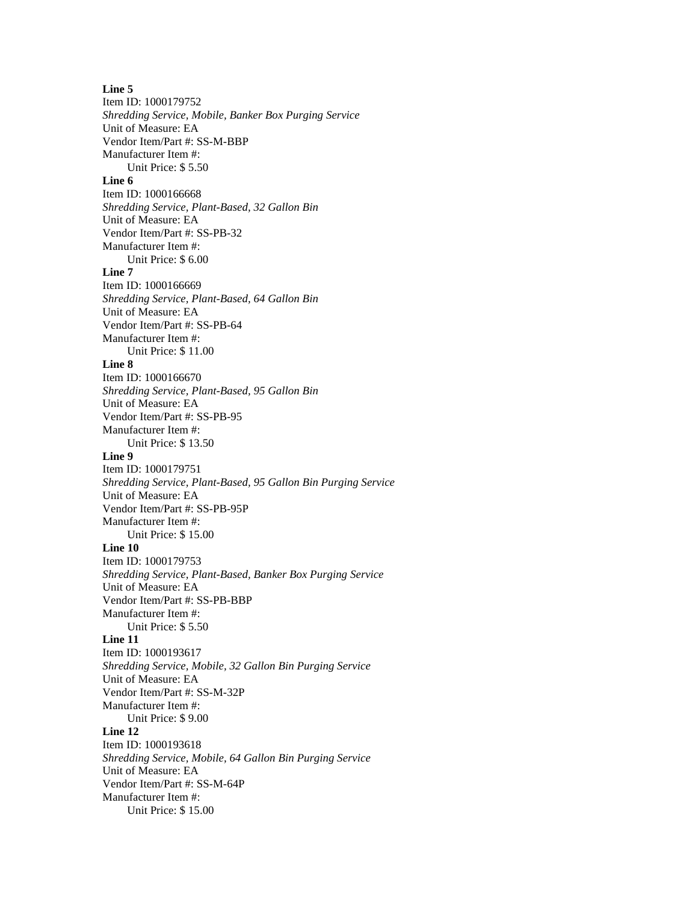**Line 5**
Item ID: 1000179752
*Shredding Service, Mobile, Banker Box Purging Service*
Unit of Measure: EA
Vendor Item/Part #: SS-M-BBP
Manufacturer Item #:
Unit Price: $ 5.50

**Line 6**
Item ID: 1000166668
*Shredding Service, Plant-Based, 32 Gallon Bin*
Unit of Measure: EA
Vendor Item/Part #: SS-PB-32
Manufacturer Item #:
Unit Price: $ 6.00

**Line 7**
Item ID: 1000166669
*Shredding Service, Plant-Based, 64 Gallon Bin*
Unit of Measure: EA
Vendor Item/Part #: SS-PB-64
Manufacturer Item #:
Unit Price: $ 11.00

**Line 8**
Item ID: 1000166670
*Shredding Service, Plant-Based, 95 Gallon Bin*
Unit of Measure: EA
Vendor Item/Part #: SS-PB-95
Manufacturer Item #:
Unit Price: $ 13.50

**Line 9**
Item ID: 1000179751
*Shredding Service, Plant-Based, 95 Gallon Bin Purging Service*
Unit of Measure: EA
Vendor Item/Part #: SS-PB-95P
Manufacturer Item #:
Unit Price: $ 15.00

**Line 10**
Item ID: 1000179753
*Shredding Service, Plant-Based, Banker Box Purging Service*
Unit of Measure: EA
Vendor Item/Part #: SS-PB-BBP
Manufacturer Item #:
Unit Price: $ 5.50

**Line 11**
Item ID: 1000193617
*Shredding Service, Mobile, 32 Gallon Bin Purging Service*
Unit of Measure: EA
Vendor Item/Part #: SS-M-32P
Manufacturer Item #:
Unit Price: $ 9.00

**Line 12**
Item ID: 1000193618
*Shredding Service, Mobile, 64 Gallon Bin Purging Service*
Unit of Measure: EA
Vendor Item/Part #: SS-M-64P
Manufacturer Item #:
Unit Price: $ 15.00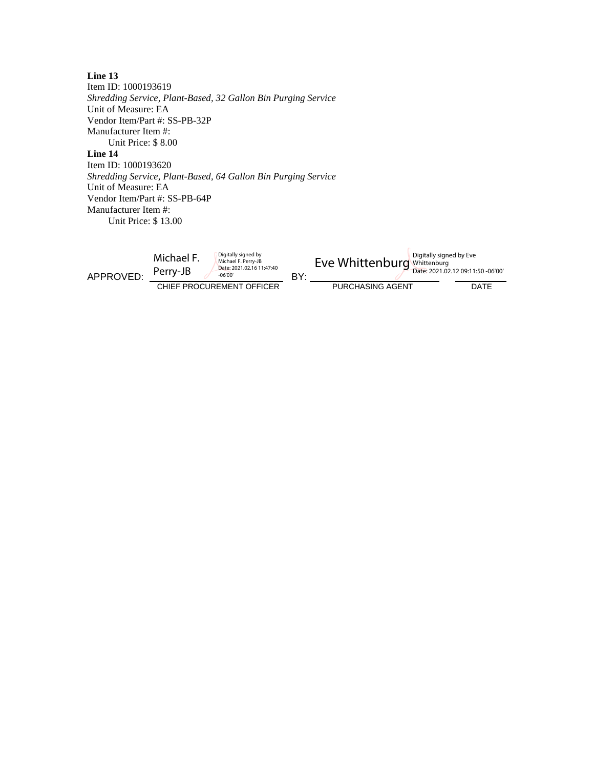**Line 13**
Item ID: 1000193619
*Shredding Service, Plant-Based, 32 Gallon Bin Purging Service*
Unit of Measure: EA
Vendor Item/Part #: SS-PB-32P
Manufacturer Item #:
Unit Price: $ 8.00

**Line 14**
Item ID: 1000193620
*Shredding Service, Plant-Based, 64 Gallon Bin Purging Service*
Unit of Measure: EA
Vendor Item/Part #: SS-PB-64P
Manufacturer Item #:
Unit Price: $ 13.00

APPROVED: Michael F. Perry-JB (Digitally signed by Michael F. Perry-JB Date: 2021.02.16 11:47:40 -06'00')
CHIEF PROCUREMENT OFFICER

BY: Eve Whittenburg (Digitally signed by Eve Whittenburg Date: 2021.02.12 09:11:50 -06'00')
PURCHASING AGENT

DATE